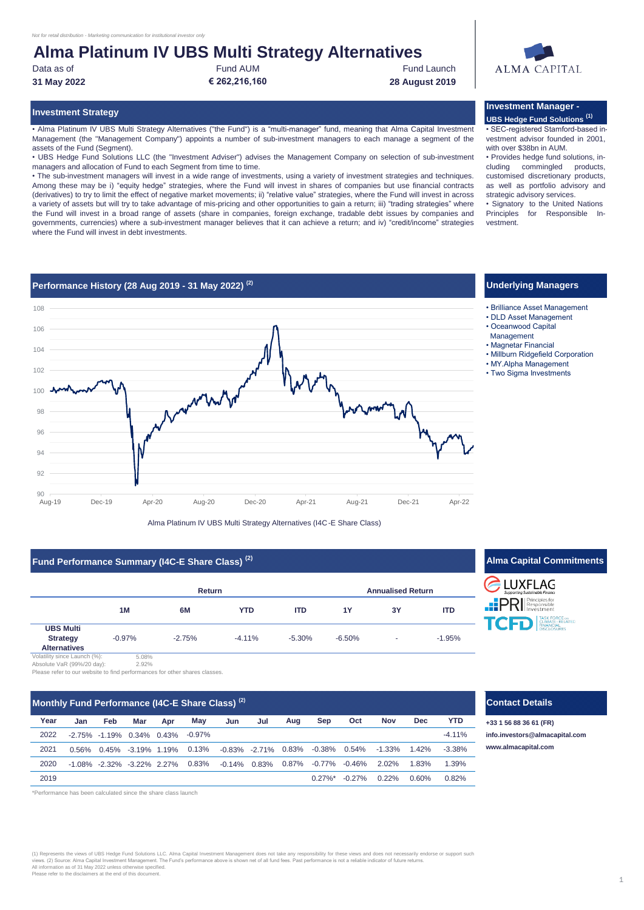*Not for retail distribution - Marketing communication for institutional investor only*

# Alma Platinum IV UBS Multi Strategy Alternatives

| Data as of | Fund AUM | Fund Launch |
|---|---|---|
| **31 May 2022** | **€ 262,216,160** | **28 August 2019** |

ALMA CAPITAL

## Investment Strategy

• Alma Platinum IV UBS Multi Strategy Alternatives ("the Fund") is a "multi-manager" fund, meaning that Alma Capital Investment Management (the "Management Company") appoints a number of sub-investment managers to each manage a segment of the assets of the Fund (Segment).

• UBS Hedge Fund Solutions LLC (the "Investment Adviser") advises the Management Company on selection of sub-investment managers and allocation of Fund to each Segment from time to time.

• The sub-investment managers will invest in a wide range of investments, using a variety of investment strategies and techniques. Among these may be i) "equity hedge" strategies, where the Fund will invest in shares of companies but use financial contracts (derivatives) to try to limit the effect of negative market movements; ii) "relative value" strategies, where the Fund will invest in across a variety of assets but will try to take advantage of mis-pricing and other opportunities to gain a return; iii) "trading strategies" where the Fund will invest in a broad range of assets (share in companies, foreign exchange, tradable debt issues by companies and governments, currencies) where a sub-investment manager believes that it can achieve a return; and iv) "credit/income" strategies where the Fund will invest in debt investments.

## Investment Manager - UBS Hedge Fund Solutions (1)

• SEC-registered Stamford-based investment advisor founded in 2001, with over $38bn in AUM.

• Provides hedge fund solutions, including commingled products, customised discretionary products, as well as portfolio advisory and strategic advisory services.

• Signatory to the United Nations Principles for Responsible Investment.

## Performance History (28 Aug 2019 - 31 May 2022) (2)

Alma Platinum IV UBS Multi Strategy Alternatives (I4C-E Share Class)

## Underlying Managers

- Brilliance Asset Management
- DLD Asset Management
- Oceanwood Capital Management
- Magnetar Financial
- Millburn Ridgefield Corporation
- MY.Alpha Management
- Two Sigma Investments

## Fund Performance Summary (I4C-E Share Class) (2)

| | Return | | | | Annualised Return | | |
|---|---|---|---|---|---|---|---|
| | **1M** | **6M** | **YTD** | **ITD** | **1Y** | **3Y** | **ITD** |
| **UBS Multi Strategy Alternatives** | -0.97% | -2.75% | -4.11% | -5.30% | -6.50% | - | -1.95% |

Volatility since Launch (%): 5.08%
Absolute VaR (99%/20 day): 2.92%

Please refer to our website to find performances for other shares classes.

## Alma Capital Commitments

LUXFLAG · PRI Principles for Responsible Investment · TCFD Task Force on Climate-Related Financial Disclosures

## Monthly Fund Performance (I4C-E Share Class) (2)

| Year | Jan | Feb | Mar | Apr | May | Jun | Jul | Aug | Sep | Oct | Nov | Dec | YTD |
|---|---|---|---|---|---|---|---|---|---|---|---|---|---|
| 2022 | -2.75% | -1.19% | 0.34% | 0.43% | -0.97% | | | | | | | | -4.11% |
| 2021 | 0.56% | 0.45% | -3.19% | 1.19% | 0.13% | -0.83% | -2.71% | 0.83% | -0.38% | 0.54% | -1.33% | 1.42% | -3.38% |
| 2020 | -1.08% | -2.32% | -3.22% | 2.27% | 0.83% | -0.14% | 0.83% | 0.87% | -0.77% | -0.46% | 2.02% | 1.83% | 1.39% |
| 2019 | | | | | | | | | 0.27%* | -0.27% | 0.22% | 0.60% | 0.82% |

*Performance has been calculated since the share class launch

## Contact Details

**+33 1 56 88 36 61 (FR)**
**info.investors@almacapital.com**
**www.almacapital.com**

(1) Represents the views of UBS Hedge Fund Solutions LLC. Alma Capital Investment Management does not take any responsibility for these views and does not necessarily endorse or support such views. (2) Source: Alma Capital Investment Management. The Fund's performance above is shown net of all fund fees. Past performance is not a reliable indicator of future returns.
All information as of 31 May 2022 unless otherwise specified.
Please refer to the disclaimers at the end of this document.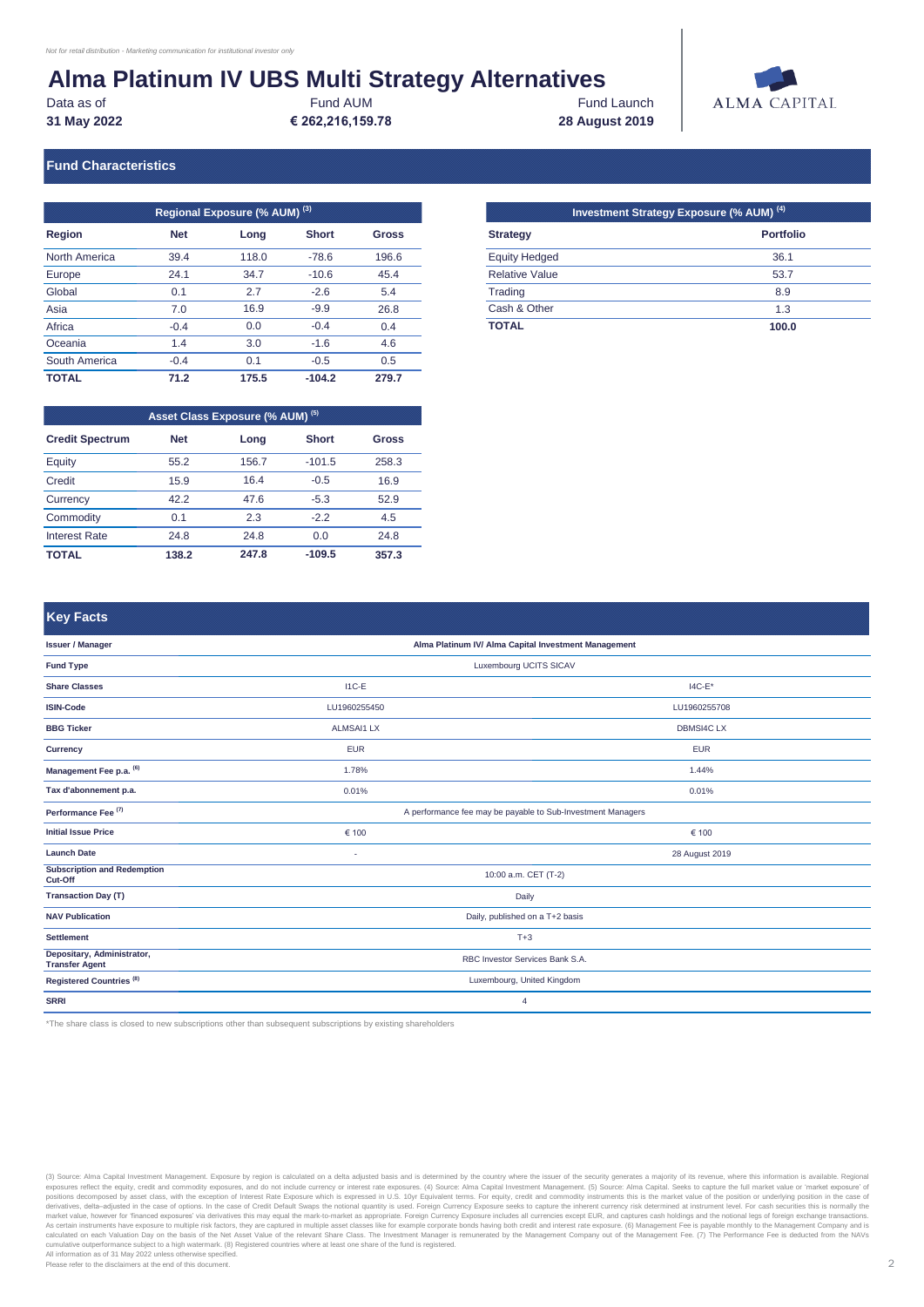*Not for retail distribution - Marketing communication for institutional investor only*

# Alma Platinum IV UBS Multi Strategy Alternatives

| Data as of | Fund AUM | Fund Launch |
|---|---|---|
| **31 May 2022** | **€ 262,216,159.78** | **28 August 2019** |

## Fund Characteristics

**Regional Exposure (% AUM) (3)**

| Region | Net | Long | Short | Gross |
|---|---|---|---|---|
| North America | 39.4 | 118.0 | -78.6 | 196.6 |
| Europe | 24.1 | 34.7 | -10.6 | 45.4 |
| Global | 0.1 | 2.7 | -2.6 | 5.4 |
| Asia | 7.0 | 16.9 | -9.9 | 26.8 |
| Africa | -0.4 | 0.0 | -0.4 | 0.4 |
| Oceania | 1.4 | 3.0 | -1.6 | 4.6 |
| South America | -0.4 | 0.1 | -0.5 | 0.5 |
| **TOTAL** | **71.2** | **175.5** | **-104.2** | **279.7** |

**Investment Strategy Exposure (% AUM) (4)**

| Strategy | Portfolio |
|---|---|
| Equity Hedged | 36.1 |
| Relative Value | 53.7 |
| Trading | 8.9 |
| Cash & Other | 1.3 |
| **TOTAL** | **100.0** |

**Asset Class Exposure (% AUM) (5)**

| Credit Spectrum | Net | Long | Short | Gross |
|---|---|---|---|---|
| Equity | 55.2 | 156.7 | -101.5 | 258.3 |
| Credit | 15.9 | 16.4 | -0.5 | 16.9 |
| Currency | 42.2 | 47.6 | -5.3 | 52.9 |
| Commodity | 0.1 | 2.3 | -2.2 | 4.5 |
| Interest Rate | 24.8 | 24.8 | 0.0 | 24.8 |
| **TOTAL** | **138.2** | **247.8** | **-109.5** | **357.3** |

## Key Facts

| | | |
|---|---|---|
| **Issuer / Manager** | Alma Platinum IV/ Alma Capital Investment Management | |
| **Fund Type** | Luxembourg UCITS SICAV | |
| **Share Classes** | I1C-E | I4C-E* |
| **ISIN-Code** | LU1960255450 | LU1960255708 |
| **BBG Ticker** | ALMSAI1 LX | DBMSI4C LX |
| **Currency** | EUR | EUR |
| **Management Fee p.a. (6)** | 1.78% | 1.44% |
| **Tax d'abonnement p.a.** | 0.01% | 0.01% |
| **Performance Fee (7)** | A performance fee may be payable to Sub-Investment Managers | |
| **Initial Issue Price** | € 100 | € 100 |
| **Launch Date** | - | 28 August 2019 |
| **Subscription and Redemption Cut-Off** | 10:00 a.m. CET (T-2) | |
| **Transaction Day (T)** | Daily | |
| **NAV Publication** | Daily, published on a T+2 basis | |
| **Settlement** | T+3 | |
| **Depositary, Administrator, Transfer Agent** | RBC Investor Services Bank S.A. | |
| **Registered Countries (8)** | Luxembourg, United Kingdom | |
| **SRRI** | 4 | |

*The share class is closed to new subscriptions other than subsequent subscriptions by existing shareholders

(3) Source: Alma Capital Investment Management. Exposure by region is calculated on a delta adjusted basis and is determined by the country where the issuer of the security generates a majority of its revenue, where this information is available. Regional exposures reflect the equity, credit and commodity exposures, and do not include currency or interest rate exposures. (4) Source: Alma Capital Investment Management. (5) Source: Alma Capital. Seeks to capture the full market value or 'market exposure' of positions decomposed by asset class, with the exception of Interest Rate Exposure which is expressed in U.S. 10yr Equivalent terms. For equity, credit and commodity instruments this is the market value of the position or underlying position in the case of derivatives, delta–adjusted in the case of options. In the case of Credit Default Swaps the notional quantity is used. Foreign Currency Exposure seeks to capture the inherent currency risk determined at instrument level. For cash securities this is normally the market value, however for 'financed exposures' via derivatives this may equal the mark-to-market as appropriate. Foreign Currency Exposure includes all currencies except EUR, and captures cash holdings and the notional legs of foreign exchange transactions. As certain instruments have exposure to multiple risk factors, they are captured in multiple asset classes like for example corporate bonds having both credit and interest rate exposure. (6) Management Fee is payable monthly to the Management Company and is calculated on each Valuation Day on the basis of the Net Asset Value of the relevant Share Class. The Investment Manager is remunerated by the Management Company out of the Management Fee. (7) The Performance Fee is deducted from the NAVs cumulative outperformance subject to a high watermark. (8) Registered countries where at least one share of the fund is registered.
All information as of 31 May 2022 unless otherwise specified.
Please refer to the disclaimers at the end of this document.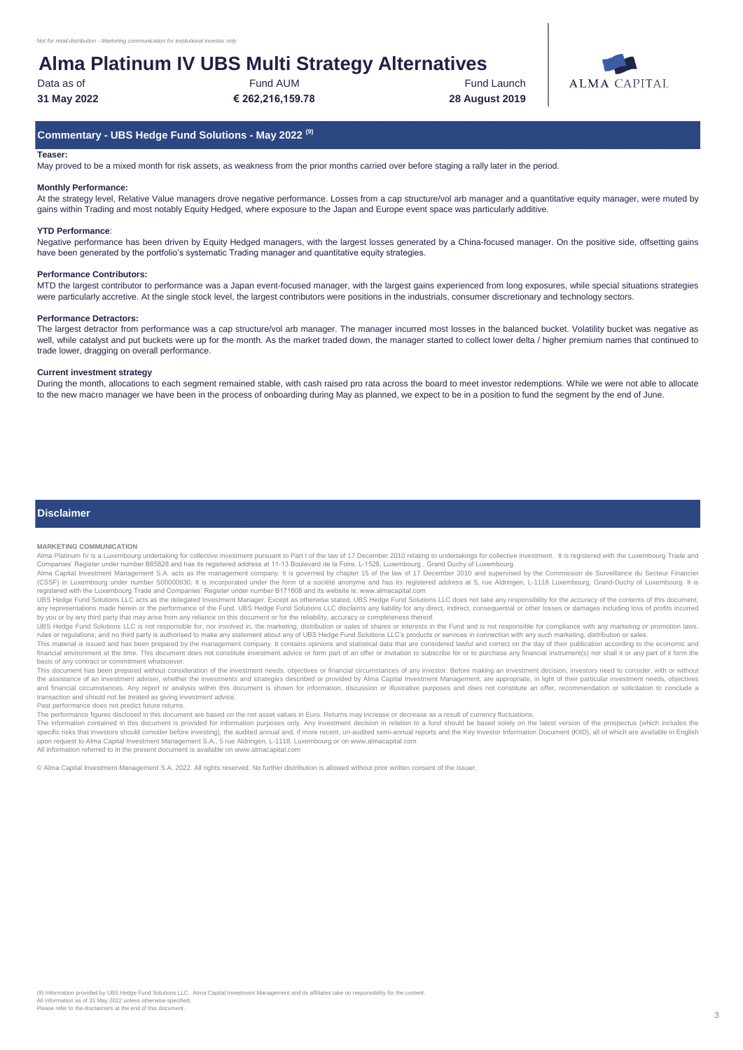*Not for retail distribution - Marketing communication for institutional investor only*

# Alma Platinum IV UBS Multi Strategy Alternatives

| Data as of | Fund AUM | Fund Launch |
| --- | --- | --- |
| **31 May 2022** | **€ 262,216,159.78** | **28 August 2019** |

ALMA CAPITAL

## Commentary - UBS Hedge Fund Solutions - May 2022 (9)

**Teaser:**

May proved to be a mixed month for risk assets, as weakness from the prior months carried over before staging a rally later in the period.

**Monthly Performance:**

At the strategy level, Relative Value managers drove negative performance. Losses from a cap structure/vol arb manager and a quantitative equity manager, were muted by gains within Trading and most notably Equity Hedged, where exposure to the Japan and Europe event space was particularly additive.

**YTD Performance**:

Negative performance has been driven by Equity Hedged managers, with the largest losses generated by a China-focused manager. On the positive side, offsetting gains have been generated by the portfolio's systematic Trading manager and quantitative equity strategies.

**Performance Contributors:**

MTD the largest contributor to performance was a Japan event-focused manager, with the largest gains experienced from long exposures, while special situations strategies were particularly accretive. At the single stock level, the largest contributors were positions in the industrials, consumer discretionary and technology sectors.

**Performance Detractors:**

The largest detractor from performance was a cap structure/vol arb manager. The manager incurred most losses in the balanced bucket. Volatility bucket was negative as well, while catalyst and put buckets were up for the month. As the market traded down, the manager started to collect lower delta / higher premium names that continued to trade lower, dragging on overall performance.

**Current investment strategy**

During the month, allocations to each segment remained stable, with cash raised pro rata across the board to meet investor redemptions. While we were not able to allocate to the new macro manager we have been in the process of onboarding during May as planned, we expect to be in a position to fund the segment by the end of June.

## Disclaimer

**MARKETING COMMUNICATION**

Alma Platinum IV is a Luxembourg undertaking for collective investment pursuant to Part I of the law of 17 December 2010 relating to undertakings for collective investment. It is registered with the Luxembourg Trade and Companies' Register under number B85828 and has its registered address at 11-13 Boulevard de la Foire, L-1528, Luxembourg , Grand Duchy of Luxembourg.

Alma Capital Investment Management S.A. acts as the management company. It is governed by chapter 15 of the law of 17 December 2010 and supervised by the Commission de Surveillance du Secteur Financier (CSSF) in Luxembourg under number S00000930. It is incorporated under the form of a société anonyme and has its registered address at 5, rue Aldringen, L-1118 Luxembourg, Grand-Duchy of Luxembourg. It is registered with the Luxembourg Trade and Companies' Register under number B171608 and its website is: www.almacapital.com

UBS Hedge Fund Solutions LLC acts as the delegated Investment Manager. Except as otherwise stated, UBS Hedge Fund Solutions LLC does not take any responsibility for the accuracy of the contents of this document, any representations made herein or the performance of the Fund. UBS Hedge Fund Solutions LLC disclaims any liability for any direct, indirect, consequential or other losses or damages including loss of profits incurred by you or by any third party that may arise from any reliance on this document or for the reliability, accuracy or completeness thereof.

UBS Hedge Fund Solutions LLC is not responsible for, nor involved in, the marketing, distribution or sales of shares or interests in the Fund and is not responsible for compliance with any marketing or promotion laws, rules or regulations; and no third party is authorised to make any statement about any of UBS Hedge Fund Solutions LLC's products or services in connection with any such marketing, distribution or sales.

This material is issued and has been prepared by the management company. It contains opinions and statistical data that are considered lawful and correct on the day of their publication according to the economic and financial environment at the time. This document does not constitute investment advice or form part of an offer or invitation to subscribe for or to purchase any financial instrument(s) nor shall it or any part of it form the basis of any contract or commitment whatsoever.

This document has been prepared without consideration of the investment needs, objectives or financial circumstances of any investor. Before making an investment decision, investors need to consider, with or without the assistance of an investment adviser, whether the investments and strategies described or provided by Alma Capital Investment Management, are appropriate, in light of their particular investment needs, objectives and financial circumstances. Any report or analysis within this document is shown for information, discussion or illustrative purposes and does not constitute an offer, recommendation or solicitation to conclude a transaction and should not be treated as giving investment advice.

Past performance does not predict future returns.

The performance figures disclosed in this document are based on the net asset values in Euro. Returns may increase or decrease as a result of currency fluctuations.

The information contained in this document is provided for information purposes only. Any investment decision in relation to a fund should be based solely on the latest version of the prospectus (which includes the specific risks that investors should consider before investing), the audited annual and, if more recent, un-audited semi-annual reports and the Key Investor Information Document (KIID), all of which are available in English upon request to Alma Capital Investment Management S.A., 5 rue Aldringen, L-1118, Luxembourg or on www.almacapital.com

All information referred to in the present document is available on www.almacapital.com

© Alma Capital Investment Management S.A. 2022. All rights reserved. No further distribution is allowed without prior written consent of the Issuer.

(9) Information provided by UBS Hedge Fund Solutions LLC. Alma Capital Investment Management and its affiliates take no responsibility for the content.
All information as of 31 May 2022 unless otherwise specified.
Please refer to the disclaimers at the end of this document.